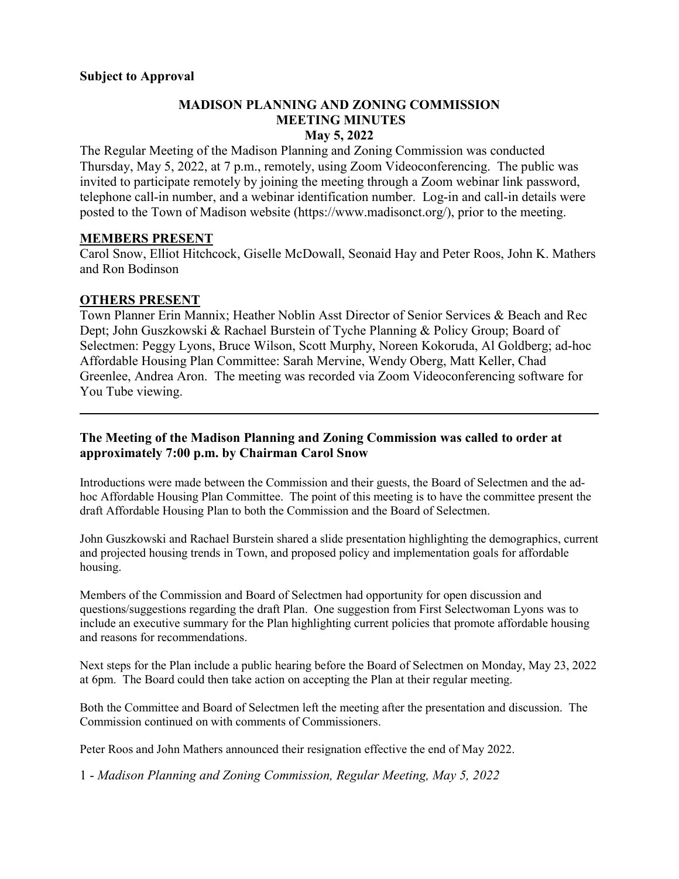**Subject to Approval**

# MADISON PLANNING AND ZONING COMMISSION MEETING MINUTES
## May 5, 2022

The Regular Meeting of the Madison Planning and Zoning Commission was conducted Thursday, May 5, 2022, at 7 p.m., remotely, using Zoom Videoconferencing. The public was invited to participate remotely by joining the meeting through a Zoom webinar link password, telephone call-in number, and a webinar identification number. Log-in and call-in details were posted to the Town of Madison website (https://www.madisonct.org/), prior to the meeting.

## MEMBERS PRESENT

Carol Snow, Elliot Hitchcock, Giselle McDowall, Seonaid Hay and Peter Roos, John K. Mathers and Ron Bodinson

## OTHERS PRESENT

Town Planner Erin Mannix; Heather Noblin Asst Director of Senior Services & Beach and Rec Dept; John Guszkowski & Rachael Burstein of Tyche Planning & Policy Group; Board of Selectmen: Peggy Lyons, Bruce Wilson, Scott Murphy, Noreen Kokoruda, Al Goldberg; ad-hoc Affordable Housing Plan Committee: Sarah Mervine, Wendy Oberg, Matt Keller, Chad Greenlee, Andrea Aron. The meeting was recorded via Zoom Videoconferencing software for You Tube viewing.

---

**The Meeting of the Madison Planning and Zoning Commission was called to order at approximately 7:00 p.m. by Chairman Carol Snow**

Introductions were made between the Commission and their guests, the Board of Selectmen and the ad-hoc Affordable Housing Plan Committee. The point of this meeting is to have the committee present the draft Affordable Housing Plan to both the Commission and the Board of Selectmen.

John Guszkowski and Rachael Burstein shared a slide presentation highlighting the demographics, current and projected housing trends in Town, and proposed policy and implementation goals for affordable housing.

Members of the Commission and Board of Selectmen had opportunity for open discussion and questions/suggestions regarding the draft Plan. One suggestion from First Selectwoman Lyons was to include an executive summary for the Plan highlighting current policies that promote affordable housing and reasons for recommendations.

Next steps for the Plan include a public hearing before the Board of Selectmen on Monday, May 23, 2022 at 6pm. The Board could then take action on accepting the Plan at their regular meeting.

Both the Committee and Board of Selectmen left the meeting after the presentation and discussion. The Commission continued on with comments of Commissioners.

Peter Roos and John Mathers announced their resignation effective the end of May 2022.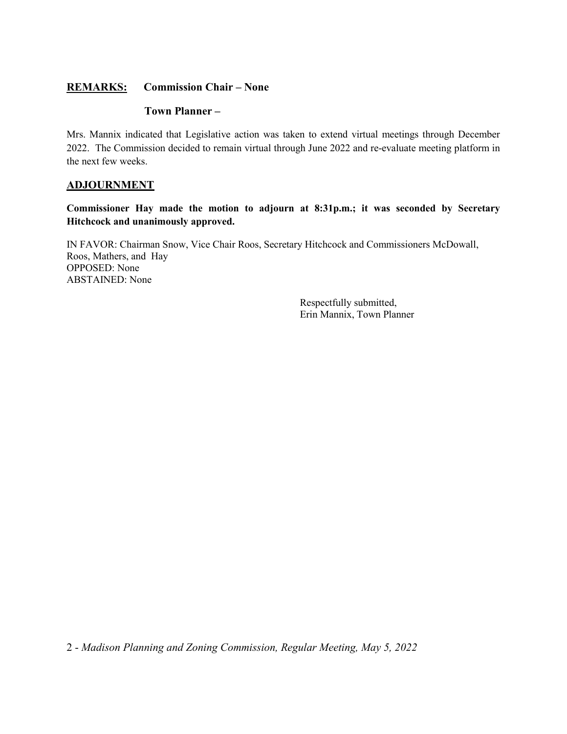**<u>REMARKS:</u> Commission Chair – None**

**Town Planner –**

Mrs. Mannix indicated that Legislative action was taken to extend virtual meetings through December 2022. The Commission decided to remain virtual through June 2022 and re-evaluate meeting platform in the next few weeks.

## <u>ADJOURNMENT</u>

**Commissioner Hay made the motion to adjourn at 8:31p.m.; it was seconded by Secretary Hitchcock and unanimously approved.**

IN FAVOR: Chairman Snow, Vice Chair Roos, Secretary Hitchcock and Commissioners McDowall, Roos, Mathers, and Hay
OPPOSED: None
ABSTAINED: None

Respectfully submitted,
Erin Mannix, Town Planner